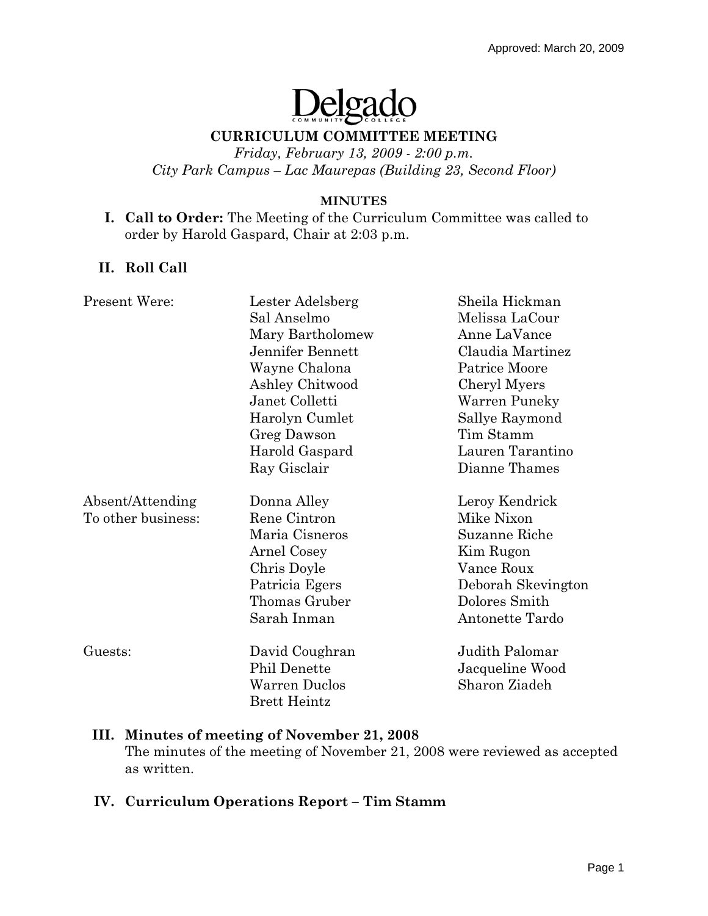Approved: March 20, 2009

Delgado Community College

# CURRICULUM COMMITTEE MEETING

*Friday, February 13, 2009 - 2:00 p.m.*
*City Park Campus – Lac Maurepas (Building 23, Second Floor)*

**MINUTES**

**I. Call to Order:** The Meeting of the Curriculum Committee was called to order by Harold Gaspard, Chair at 2:03 p.m.

**II. Roll Call**

| | | |
|---|---|---|
| Present Were: | Lester Adelsberg | Sheila Hickman |
| | Sal Anselmo | Melissa LaCour |
| | Mary Bartholomew | Anne LaVance |
| | Jennifer Bennett | Claudia Martinez |
| | Wayne Chalona | Patrice Moore |
| | Ashley Chitwood | Cheryl Myers |
| | Janet Colletti | Warren Puneky |
| | Harolyn Cumlet | Sallye Raymond |
| | Greg Dawson | Tim Stamm |
| | Harold Gaspard | Lauren Tarantino |
| | Ray Gisclair | Dianne Thames |
| Absent/Attending To other business: | Donna Alley | Leroy Kendrick |
| | Rene Cintron | Mike Nixon |
| | Maria Cisneros | Suzanne Riche |
| | Arnel Cosey | Kim Rugon |
| | Chris Doyle | Vance Roux |
| | Patricia Egers | Deborah Skevington |
| | Thomas Gruber | Dolores Smith |
| | Sarah Inman | Antonette Tardo |
| Guests: | David Coughran | Judith Palomar |
| | Phil Denette | Jacqueline Wood |
| | Warren Duclos | Sharon Ziadeh |
| | Brett Heintz | |

**III. Minutes of meeting of November 21, 2008**
The minutes of the meeting of November 21, 2008 were reviewed as accepted as written.

**IV. Curriculum Operations Report – Tim Stamm**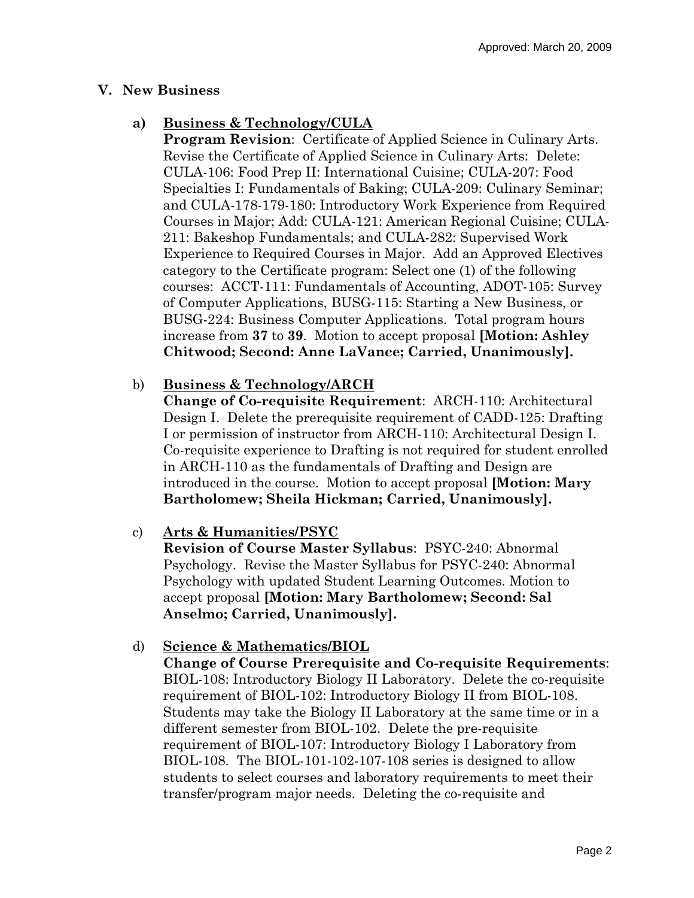## V. New Business

**a) Business & Technology/CULA**

**Program Revision**: Certificate of Applied Science in Culinary Arts. Revise the Certificate of Applied Science in Culinary Arts: Delete: CULA-106: Food Prep II: International Cuisine; CULA-207: Food Specialties I: Fundamentals of Baking; CULA-209: Culinary Seminar; and CULA-178-179-180: Introductory Work Experience from Required Courses in Major; Add: CULA-121: American Regional Cuisine; CULA-211: Bakeshop Fundamentals; and CULA-282: Supervised Work Experience to Required Courses in Major. Add an Approved Electives category to the Certificate program: Select one (1) of the following courses: ACCT-111: Fundamentals of Accounting, ADOT-105: Survey of Computer Applications, BUSG-115: Starting a New Business, or BUSG-224: Business Computer Applications. Total program hours increase from **37** to **39**. Motion to accept proposal **[Motion: Ashley Chitwood; Second: Anne LaVance; Carried, Unanimously].**

b) **Business & Technology/ARCH**

**Change of Co-requisite Requirement**: ARCH-110: Architectural Design I. Delete the prerequisite requirement of CADD-125: Drafting I or permission of instructor from ARCH-110: Architectural Design I. Co-requisite experience to Drafting is not required for student enrolled in ARCH-110 as the fundamentals of Drafting and Design are introduced in the course. Motion to accept proposal **[Motion: Mary Bartholomew; Sheila Hickman; Carried, Unanimously].**

c) **Arts & Humanities/PSYC**

**Revision of Course Master Syllabus**: PSYC-240: Abnormal Psychology. Revise the Master Syllabus for PSYC-240: Abnormal Psychology with updated Student Learning Outcomes. Motion to accept proposal **[Motion: Mary Bartholomew; Second: Sal Anselmo; Carried, Unanimously].**

d) **Science & Mathematics/BIOL**

**Change of Course Prerequisite and Co-requisite Requirements**: BIOL-108: Introductory Biology II Laboratory. Delete the co-requisite requirement of BIOL-102: Introductory Biology II from BIOL-108. Students may take the Biology II Laboratory at the same time or in a different semester from BIOL-102. Delete the pre-requisite requirement of BIOL-107: Introductory Biology I Laboratory from BIOL-108. The BIOL-101-102-107-108 series is designed to allow students to select courses and laboratory requirements to meet their transfer/program major needs. Deleting the co-requisite and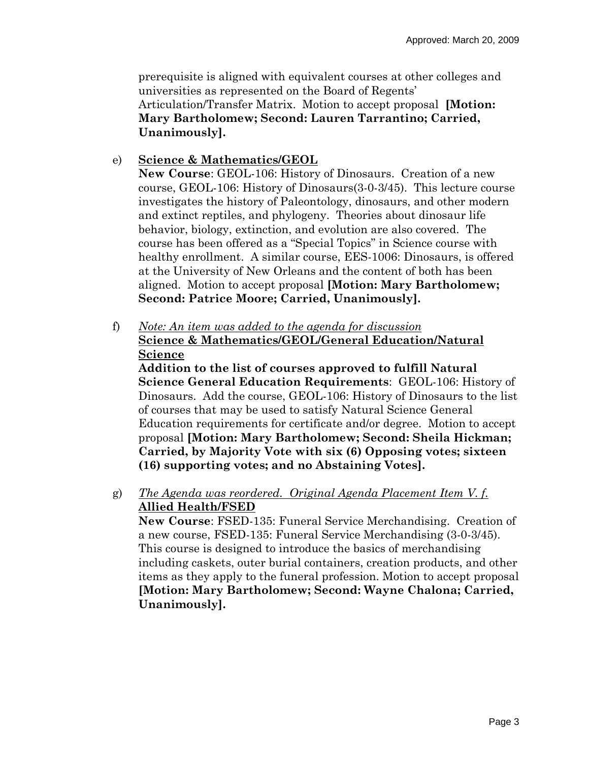prerequisite is aligned with equivalent courses at other colleges and universities as represented on the Board of Regents' Articulation/Transfer Matrix. Motion to accept proposal **[Motion: Mary Bartholomew; Second: Lauren Tarrantino; Carried, Unanimously].**

e) **Science & Mathematics/GEOL**

**New Course**: GEOL-106: History of Dinosaurs. Creation of a new course, GEOL-106: History of Dinosaurs(3-0-3/45). This lecture course investigates the history of Paleontology, dinosaurs, and other modern and extinct reptiles, and phylogeny. Theories about dinosaur life behavior, biology, extinction, and evolution are also covered. The course has been offered as a "Special Topics" in Science course with healthy enrollment. A similar course, EES-1006: Dinosaurs, is offered at the University of New Orleans and the content of both has been aligned. Motion to accept proposal **[Motion: Mary Bartholomew; Second: Patrice Moore; Carried, Unanimously].**

f) *Note: An item was added to the agenda for discussion*

**Science & Mathematics/GEOL/General Education/Natural Science**

**Addition to the list of courses approved to fulfill Natural Science General Education Requirements**: GEOL-106: History of Dinosaurs. Add the course, GEOL-106: History of Dinosaurs to the list of courses that may be used to satisfy Natural Science General Education requirements for certificate and/or degree. Motion to accept proposal **[Motion: Mary Bartholomew; Second: Sheila Hickman; Carried, by Majority Vote with six (6) Opposing votes; sixteen (16) supporting votes; and no Abstaining Votes].**

g) *The Agenda was reordered. Original Agenda Placement Item V. f.*

**Allied Health/FSED**

**New Course**: FSED-135: Funeral Service Merchandising. Creation of a new course, FSED-135: Funeral Service Merchandising (3-0-3/45). This course is designed to introduce the basics of merchandising including caskets, outer burial containers, creation products, and other items as they apply to the funeral profession. Motion to accept proposal **[Motion: Mary Bartholomew; Second: Wayne Chalona; Carried, Unanimously].**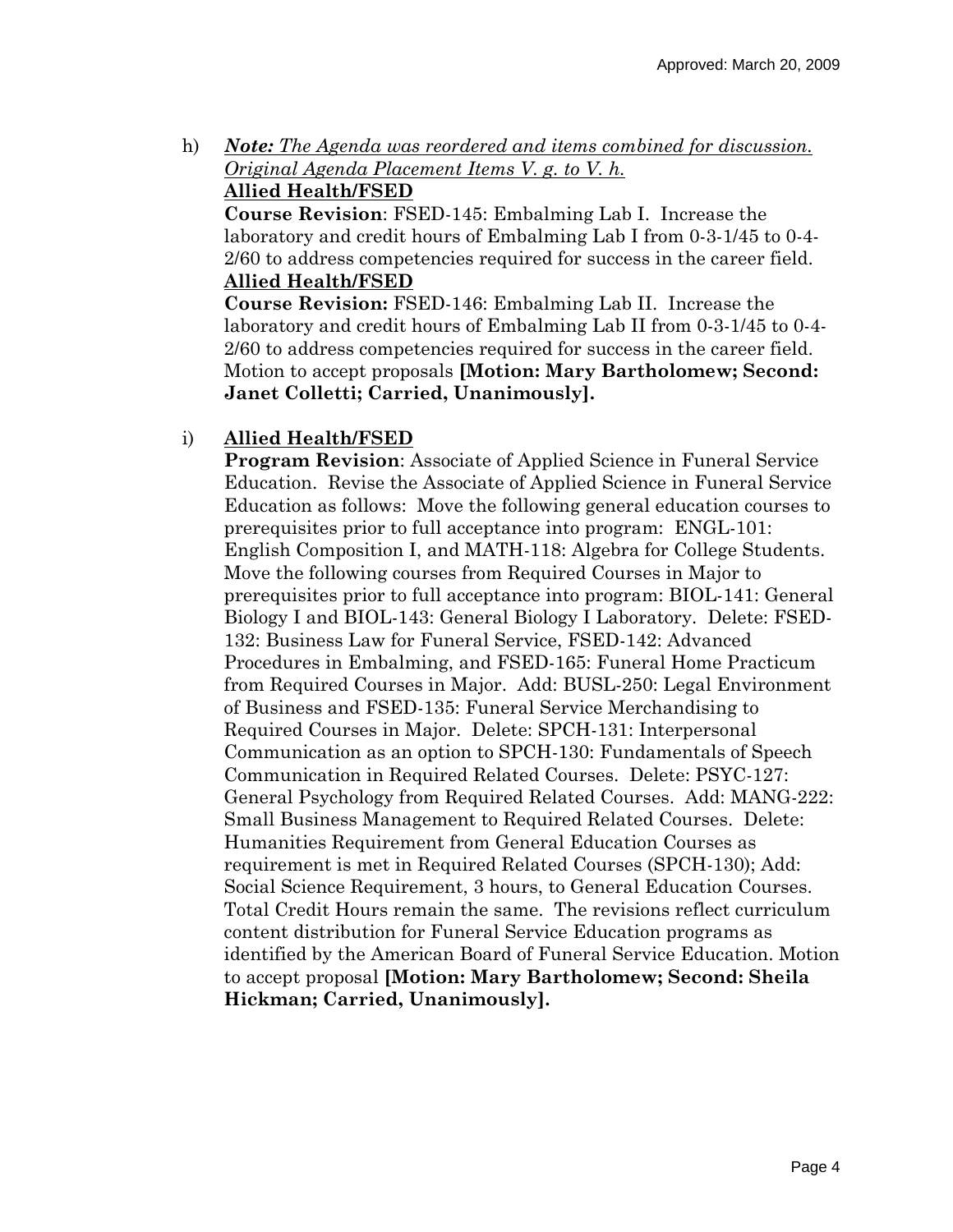h) ***Note:*** *The Agenda was reordered and items combined for discussion. Original Agenda Placement Items V. g. to V. h.*

**Allied Health/FSED**

**Course Revision**: FSED-145: Embalming Lab I. Increase the laboratory and credit hours of Embalming Lab I from 0-3-1/45 to 0-4-2/60 to address competencies required for success in the career field.

**Allied Health/FSED**

**Course Revision:** FSED-146: Embalming Lab II. Increase the laboratory and credit hours of Embalming Lab II from 0-3-1/45 to 0-4-2/60 to address competencies required for success in the career field. Motion to accept proposals **[Motion: Mary Bartholomew; Second: Janet Colletti; Carried, Unanimously].**

i) **Allied Health/FSED**

**Program Revision**: Associate of Applied Science in Funeral Service Education. Revise the Associate of Applied Science in Funeral Service Education as follows: Move the following general education courses to prerequisites prior to full acceptance into program: ENGL-101: English Composition I, and MATH-118: Algebra for College Students. Move the following courses from Required Courses in Major to prerequisites prior to full acceptance into program: BIOL-141: General Biology I and BIOL-143: General Biology I Laboratory. Delete: FSED-132: Business Law for Funeral Service, FSED-142: Advanced Procedures in Embalming, and FSED-165: Funeral Home Practicum from Required Courses in Major. Add: BUSL-250: Legal Environment of Business and FSED-135: Funeral Service Merchandising to Required Courses in Major. Delete: SPCH-131: Interpersonal Communication as an option to SPCH-130: Fundamentals of Speech Communication in Required Related Courses. Delete: PSYC-127: General Psychology from Required Related Courses. Add: MANG-222: Small Business Management to Required Related Courses. Delete: Humanities Requirement from General Education Courses as requirement is met in Required Related Courses (SPCH-130); Add: Social Science Requirement, 3 hours, to General Education Courses. Total Credit Hours remain the same. The revisions reflect curriculum content distribution for Funeral Service Education programs as identified by the American Board of Funeral Service Education. Motion to accept proposal **[Motion: Mary Bartholomew; Second: Sheila Hickman; Carried, Unanimously].**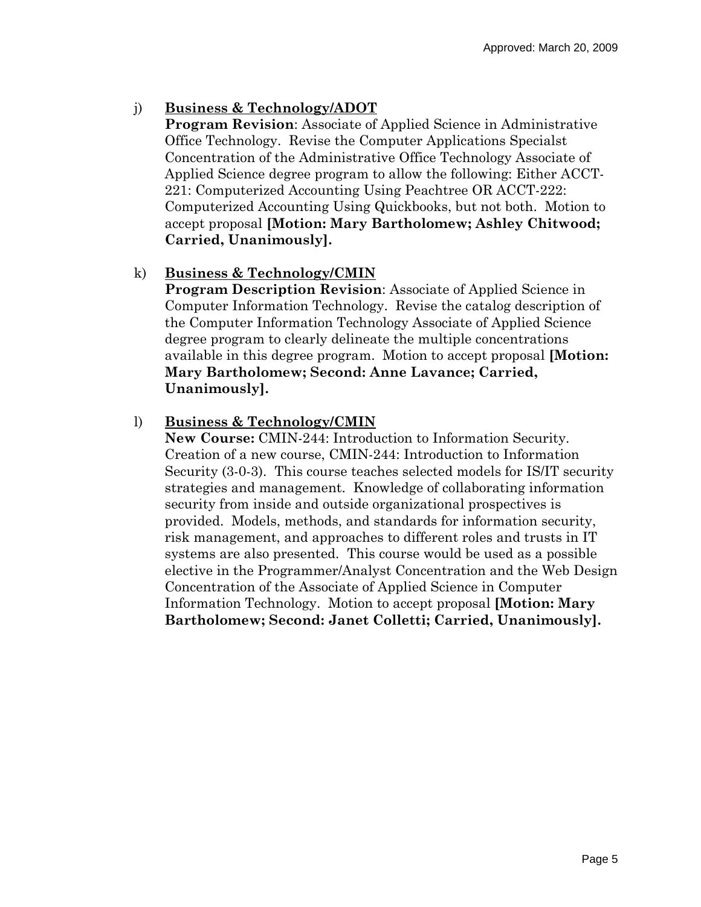j) **Business & Technology/ADOT**

**Program Revision**: Associate of Applied Science in Administrative Office Technology. Revise the Computer Applications Specialst Concentration of the Administrative Office Technology Associate of Applied Science degree program to allow the following: Either ACCT-221: Computerized Accounting Using Peachtree OR ACCT-222: Computerized Accounting Using Quickbooks, but not both. Motion to accept proposal **[Motion: Mary Bartholomew; Ashley Chitwood; Carried, Unanimously].**

k) **Business & Technology/CMIN**

**Program Description Revision**: Associate of Applied Science in Computer Information Technology. Revise the catalog description of the Computer Information Technology Associate of Applied Science degree program to clearly delineate the multiple concentrations available in this degree program. Motion to accept proposal **[Motion: Mary Bartholomew; Second: Anne Lavance; Carried, Unanimously].**

l) **Business & Technology/CMIN**

**New Course:** CMIN-244: Introduction to Information Security. Creation of a new course, CMIN-244: Introduction to Information Security (3-0-3). This course teaches selected models for IS/IT security strategies and management. Knowledge of collaborating information security from inside and outside organizational prospectives is provided. Models, methods, and standards for information security, risk management, and approaches to different roles and trusts in IT systems are also presented. This course would be used as a possible elective in the Programmer/Analyst Concentration and the Web Design Concentration of the Associate of Applied Science in Computer Information Technology. Motion to accept proposal **[Motion: Mary Bartholomew; Second: Janet Colletti; Carried, Unanimously].**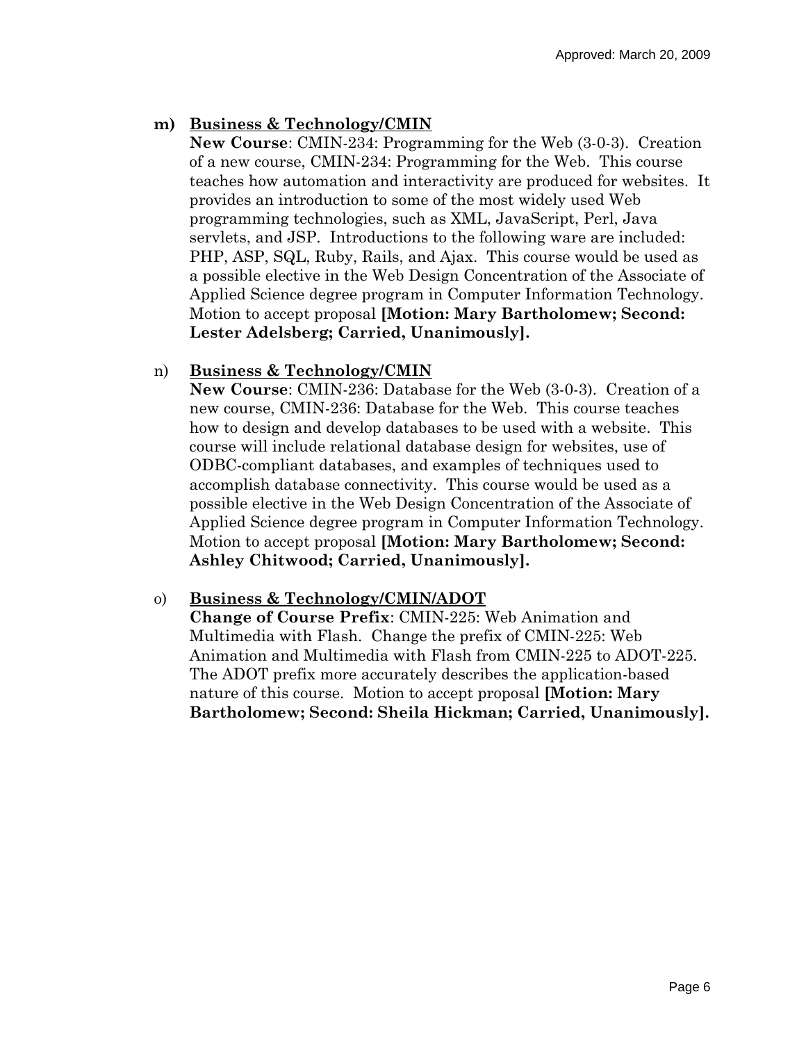Approved: March 20, 2009

**m) Business & Technology/CMIN**

**New Course**: CMIN-234: Programming for the Web (3-0-3). Creation of a new course, CMIN-234: Programming for the Web. This course teaches how automation and interactivity are produced for websites. It provides an introduction to some of the most widely used Web programming technologies, such as XML, JavaScript, Perl, Java servlets, and JSP. Introductions to the following ware are included: PHP, ASP, SQL, Ruby, Rails, and Ajax. This course would be used as a possible elective in the Web Design Concentration of the Associate of Applied Science degree program in Computer Information Technology. Motion to accept proposal **[Motion: Mary Bartholomew; Second: Lester Adelsberg; Carried, Unanimously].**

n) **Business & Technology/CMIN**

**New Course**: CMIN-236: Database for the Web (3-0-3). Creation of a new course, CMIN-236: Database for the Web. This course teaches how to design and develop databases to be used with a website. This course will include relational database design for websites, use of ODBC-compliant databases, and examples of techniques used to accomplish database connectivity. This course would be used as a possible elective in the Web Design Concentration of the Associate of Applied Science degree program in Computer Information Technology. Motion to accept proposal **[Motion: Mary Bartholomew; Second: Ashley Chitwood; Carried, Unanimously].**

o) **Business & Technology/CMIN/ADOT**

**Change of Course Prefix**: CMIN-225: Web Animation and Multimedia with Flash. Change the prefix of CMIN-225: Web Animation and Multimedia with Flash from CMIN-225 to ADOT-225. The ADOT prefix more accurately describes the application-based nature of this course. Motion to accept proposal **[Motion: Mary Bartholomew; Second: Sheila Hickman; Carried, Unanimously].**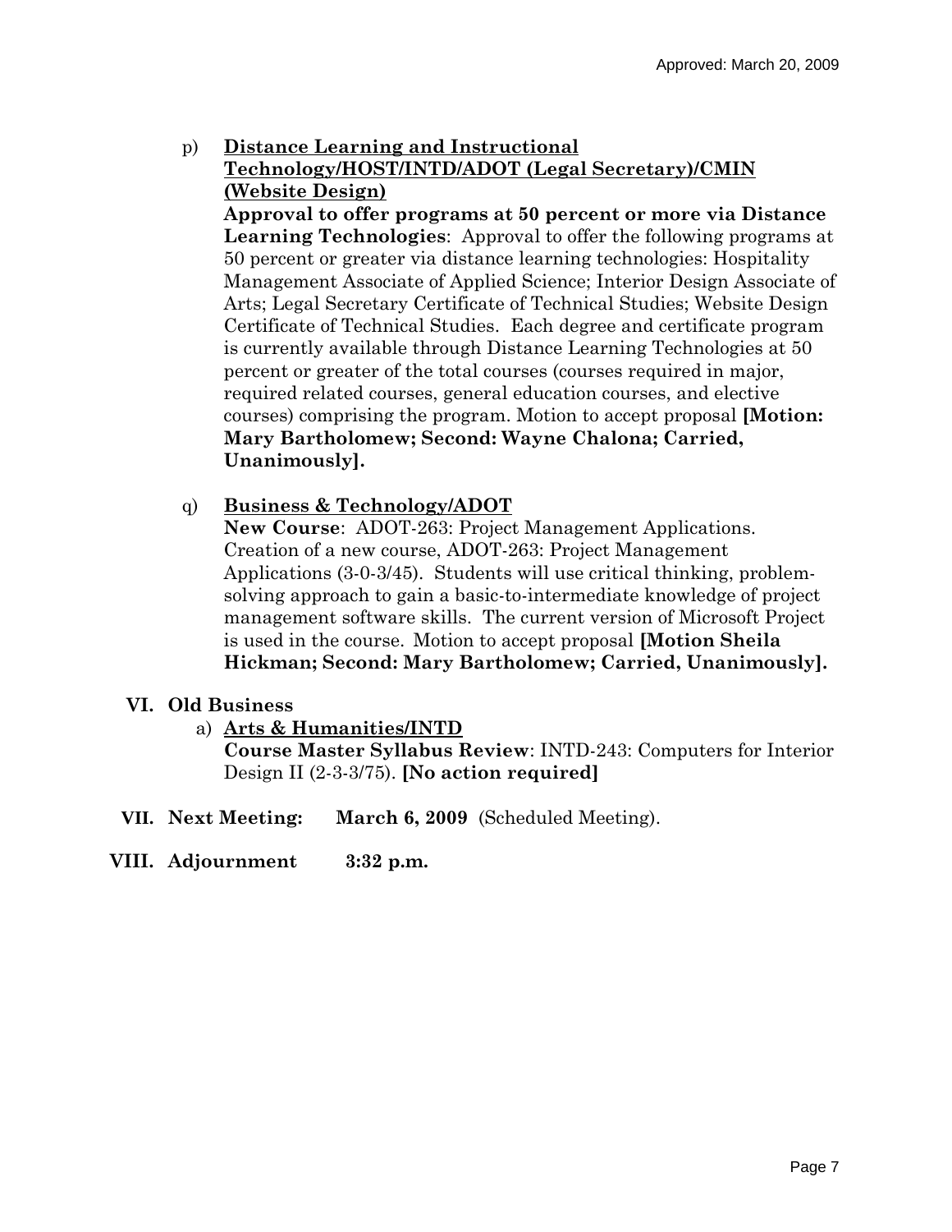Approved: March 20, 2009

p) **Distance Learning and Instructional Technology/HOST/INTD/ADOT (Legal Secretary)/CMIN (Website Design)**

**Approval to offer programs at 50 percent or more via Distance Learning Technologies**: Approval to offer the following programs at 50 percent or greater via distance learning technologies: Hospitality Management Associate of Applied Science; Interior Design Associate of Arts; Legal Secretary Certificate of Technical Studies; Website Design Certificate of Technical Studies. Each degree and certificate program is currently available through Distance Learning Technologies at 50 percent or greater of the total courses (courses required in major, required related courses, general education courses, and elective courses) comprising the program. Motion to accept proposal **[Motion: Mary Bartholomew; Second: Wayne Chalona; Carried, Unanimously].**

q) **Business & Technology/ADOT**

**New Course**: ADOT-263: Project Management Applications. Creation of a new course, ADOT-263: Project Management Applications (3-0-3/45). Students will use critical thinking, problem-solving approach to gain a basic-to-intermediate knowledge of project management software skills. The current version of Microsoft Project is used in the course. Motion to accept proposal **[Motion Sheila Hickman; Second: Mary Bartholomew; Carried, Unanimously].**

## VI. Old Business

a) **Arts & Humanities/INTD**

**Course Master Syllabus Review**: INTD-243: Computers for Interior Design II (2-3-3/75). **[No action required]**

## VII. Next Meeting: March 6, 2009 (Scheduled Meeting).

## VIII. Adjournment 3:32 p.m.